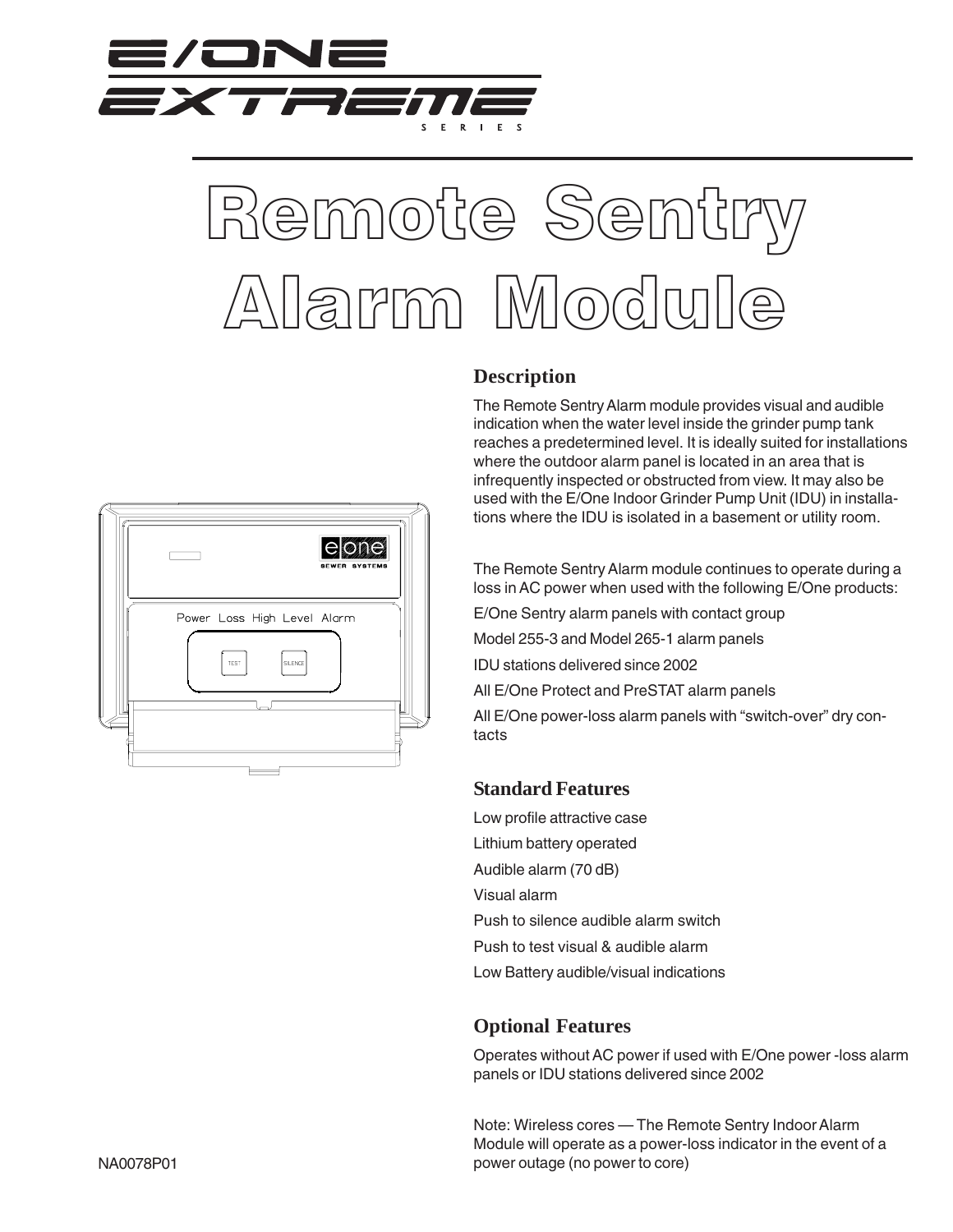E/ONE EXTREME SERIES

# Remote Sentry Alarm Module

## Description

The Remote Sentry Alarm module provides visual and audible indication when the water level inside the grinder pump tank reaches a predetermined level. It is ideally suited for installations where the outdoor alarm panel is located in an area that is infrequently inspected or obstructed from view. It may also be used with the E/One Indoor Grinder Pump Unit (IDU) in installations where the IDU is isolated in a basement or utility room.

The Remote Sentry Alarm module continues to operate during a loss in AC power when used with the following E/One products:

E/One Sentry alarm panels with contact group

Model 255-3 and Model 265-1 alarm panels

IDU stations delivered since 2002

All E/One Protect and PreSTAT alarm panels

All E/One power-loss alarm panels with “switch-over” dry contacts

## Standard Features

Low profile attractive case

Lithium battery operated

Audible alarm (70 dB)

Visual alarm

Push to silence audible alarm switch

Push to test visual & audible alarm

Low Battery audible/visual indications

## Optional Features

Operates without AC power if used with E/One power -loss alarm panels or IDU stations delivered since 2002

Note: Wireless cores — The Remote Sentry Indoor Alarm Module will operate as a power-loss indicator in the event of a power outage (no power to core)

NA0078P01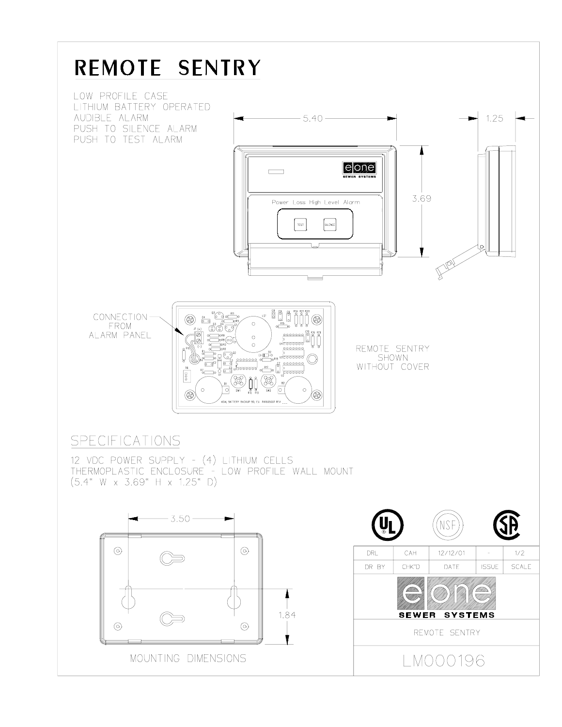# REMOTE SENTRY

LOW PROFILE CASE
LITHIUM BATTERY OPERATED
AUDIBLE ALARM
PUSH TO SILENCE ALARM
PUSH TO TEST ALARM

5.40

1.25

3.69

e|one SEWER SYSTEMS

Power Loss High Level Alarm

TEST

SILENCE

CONNECTION FROM ALARM PANEL

REMOTE SENTRY SHOWN WITHOUT COVER

## SPECIFICATIONS

12 VDC POWER SUPPLY - (4) LITHIUM CELLS
THERMOPLASTIC ENCLOSURE - LOW PROFILE WALL MOUNT
(5.4" W x 3.69" H x 1.25" D)

3.50

1.84

MOUNTING DIMENSIONS

| DRL | CAH | 12/12/01 | - | 1/2 |
|---|---|---|---|---|
| DR BY | CHK'D | DATE | ISSUE | SCALE |

e|one SEWER SYSTEMS

REMOTE SENTRY

LM000196